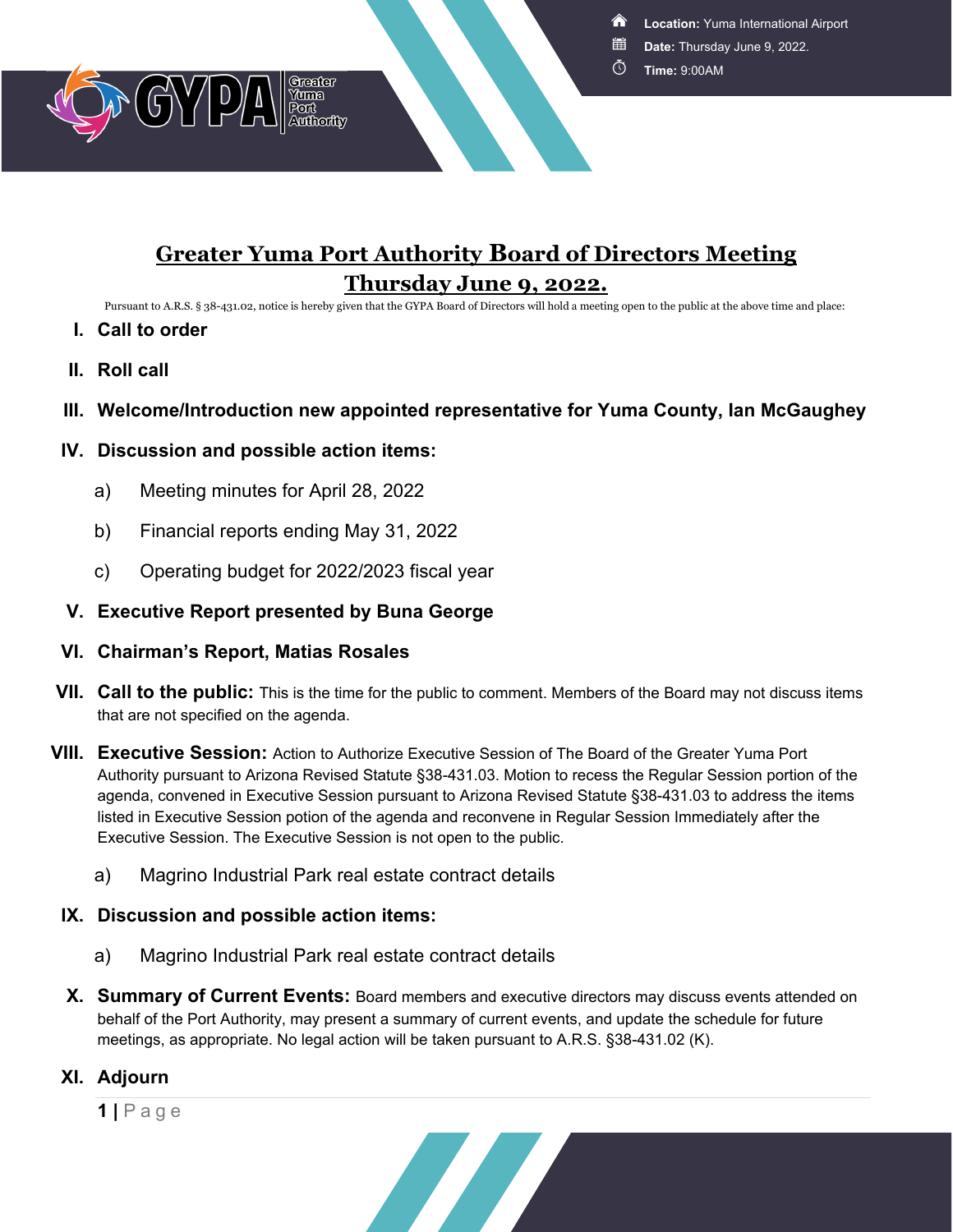GYPA Greater Yuma Port Authority

**Location:** Yuma International Airport
**Date:** Thursday June 9, 2022.
**Time:** 9:00AM

# Greater Yuma Port Authority Board of Directors Meeting Thursday June 9, 2022.

Pursuant to A.R.S. § 38-431.02, notice is hereby given that the GYPA Board of Directors will hold a meeting open to the public at the above time and place:

I. **Call to order**

II. **Roll call**

III. **Welcome/Introduction new appointed representative for Yuma County, Ian McGaughey**

IV. **Discussion and possible action items:**

   a) Meeting minutes for April 28, 2022

   b) Financial reports ending May 31, 2022

   c) Operating budget for 2022/2023 fiscal year

V. **Executive Report presented by Buna George**

VI. **Chairman's Report, Matias Rosales**

VII. **Call to the public:** This is the time for the public to comment. Members of the Board may not discuss items that are not specified on the agenda.

VIII. **Executive Session:** Action to Authorize Executive Session of The Board of the Greater Yuma Port Authority pursuant to Arizona Revised Statute §38-431.03. Motion to recess the Regular Session portion of the agenda, convened in Executive Session pursuant to Arizona Revised Statute §38-431.03 to address the items listed in Executive Session potion of the agenda and reconvene in Regular Session Immediately after the Executive Session. The Executive Session is not open to the public.

   a) Magrino Industrial Park real estate contract details

IX. **Discussion and possible action items:**

   a) Magrino Industrial Park real estate contract details

X. **Summary of Current Events:** Board members and executive directors may discuss events attended on behalf of the Port Authority, may present a summary of current events, and update the schedule for future meetings, as appropriate. No legal action will be taken pursuant to A.R.S. §38-431.02 (K).

XI. **Adjourn**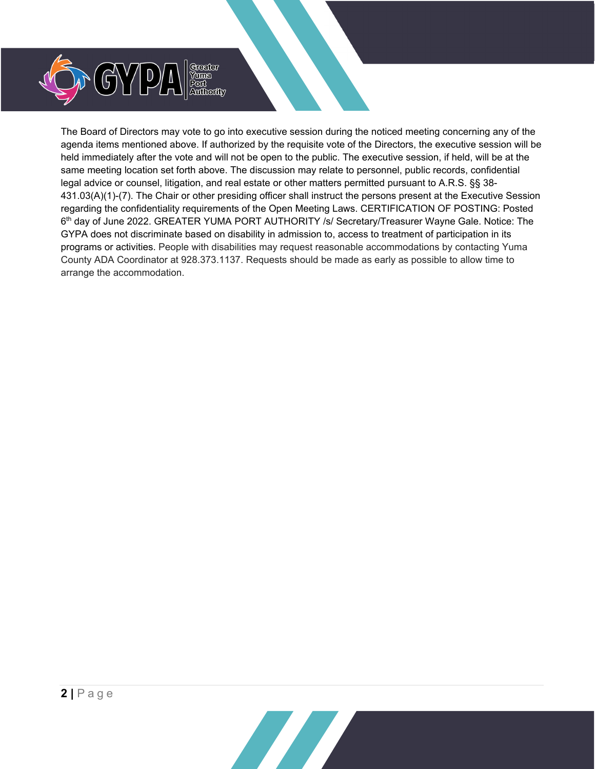The Board of Directors may vote to go into executive session during the noticed meeting concerning any of the agenda items mentioned above. If authorized by the requisite vote of the Directors, the executive session will be held immediately after the vote and will not be open to the public. The executive session, if held, will be at the same meeting location set forth above. The discussion may relate to personnel, public records, confidential legal advice or counsel, litigation, and real estate or other matters permitted pursuant to A.R.S. §§ 38-431.03(A)(1)-(7). The Chair or other presiding officer shall instruct the persons present at the Executive Session regarding the confidentiality requirements of the Open Meeting Laws. CERTIFICATION OF POSTING: Posted 6th day of June 2022. GREATER YUMA PORT AUTHORITY /s/ Secretary/Treasurer Wayne Gale. Notice: The GYPA does not discriminate based on disability in admission to, access to treatment of participation in its programs or activities. People with disabilities may request reasonable accommodations by contacting Yuma County ADA Coordinator at 928.373.1137. Requests should be made as early as possible to allow time to arrange the accommodation.